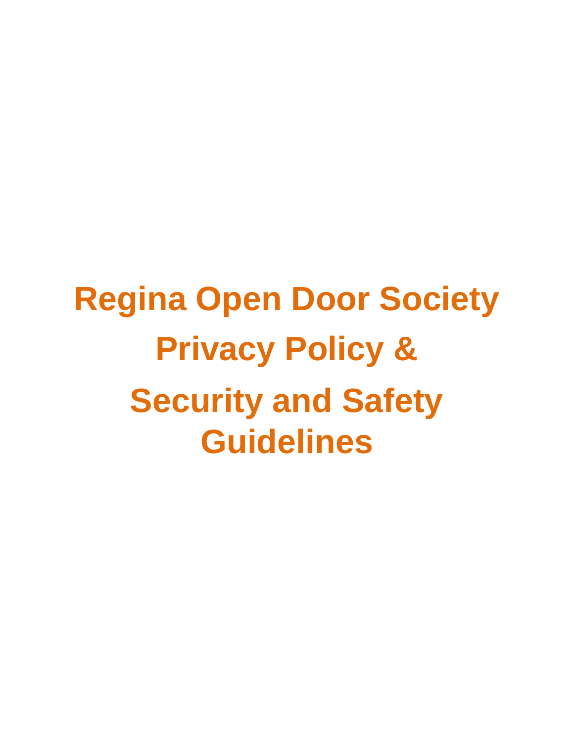# Regina Open Door Society

# Privacy Policy &

# Security and Safety Guidelines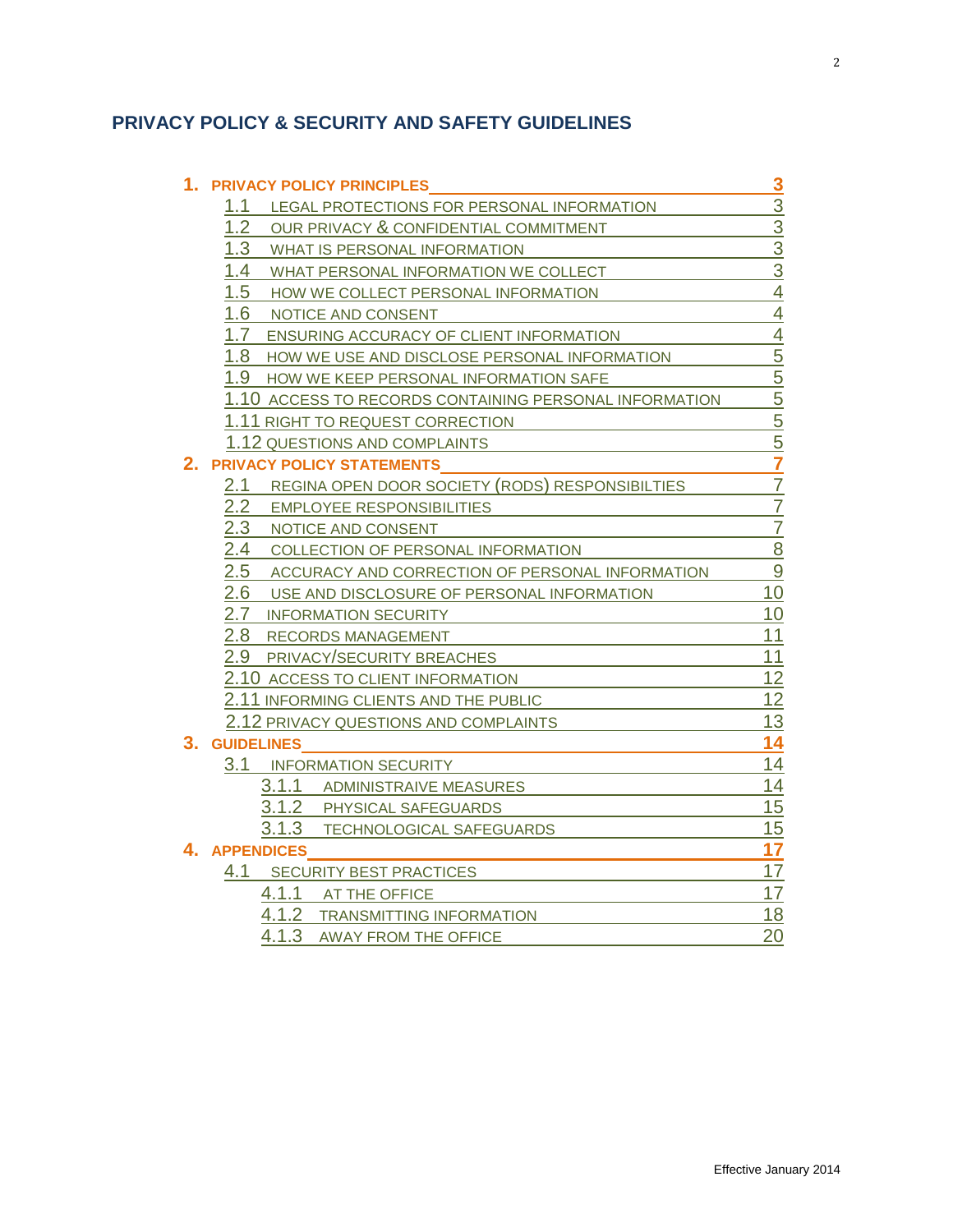## PRIVACY POLICY & SECURITY AND SAFETY GUIDELINES

- **1. PRIVACY POLICY PRINCIPLES** — 3
  - 1.1 LEGAL PROTECTIONS FOR PERSONAL INFORMATION — 3
  - 1.2 OUR PRIVACY & CONFIDENTIAL COMMITMENT — 3
  - 1.3 WHAT IS PERSONAL INFORMATION — 3
  - 1.4 WHAT PERSONAL INFORMATION WE COLLECT — 3
  - 1.5 HOW WE COLLECT PERSONAL INFORMATION — 4
  - 1.6 NOTICE AND CONSENT — 4
  - 1.7 ENSURING ACCURACY OF CLIENT INFORMATION — 4
  - 1.8 HOW WE USE AND DISCLOSE PERSONAL INFORMATION — 5
  - 1.9 HOW WE KEEP PERSONAL INFORMATION SAFE — 5
  - 1.10 ACCESS TO RECORDS CONTAINING PERSONAL INFORMATION — 5
  - 1.11 RIGHT TO REQUEST CORRECTION — 5
  - 1.12 QUESTIONS AND COMPLAINTS — 5
- **2. PRIVACY POLICY STATEMENTS** — 7
  - 2.1 REGINA OPEN DOOR SOCIETY (RODS) RESPONSIBILTIES — 7
  - 2.2 EMPLOYEE RESPONSIBILITIES — 7
  - 2.3 NOTICE AND CONSENT — 7
  - 2.4 COLLECTION OF PERSONAL INFORMATION — 8
  - 2.5 ACCURACY AND CORRECTION OF PERSONAL INFORMATION — 9
  - 2.6 USE AND DISCLOSURE OF PERSONAL INFORMATION — 10
  - 2.7 INFORMATION SECURITY — 10
  - 2.8 RECORDS MANAGEMENT — 11
  - 2.9 PRIVACY/SECURITY BREACHES — 11
  - 2.10 ACCESS TO CLIENT INFORMATION — 12
  - 2.11 INFORMING CLIENTS AND THE PUBLIC — 12
  - 2.12 PRIVACY QUESTIONS AND COMPLAINTS — 13
- **3. GUIDELINES** — 14
  - 3.1 INFORMATION SECURITY — 14
    - 3.1.1 ADMINISTRAIVE MEASURES — 14
    - 3.1.2 PHYSICAL SAFEGUARDS — 15
    - 3.1.3 TECHNOLOGICAL SAFEGUARDS — 15
- **4. APPENDICES** — 17
  - 4.1 SECURITY BEST PRACTICES — 17
    - 4.1.1 AT THE OFFICE — 17
    - 4.1.2 TRANSMITTING INFORMATION — 18
    - 4.1.3 AWAY FROM THE OFFICE — 20

Effective January 2014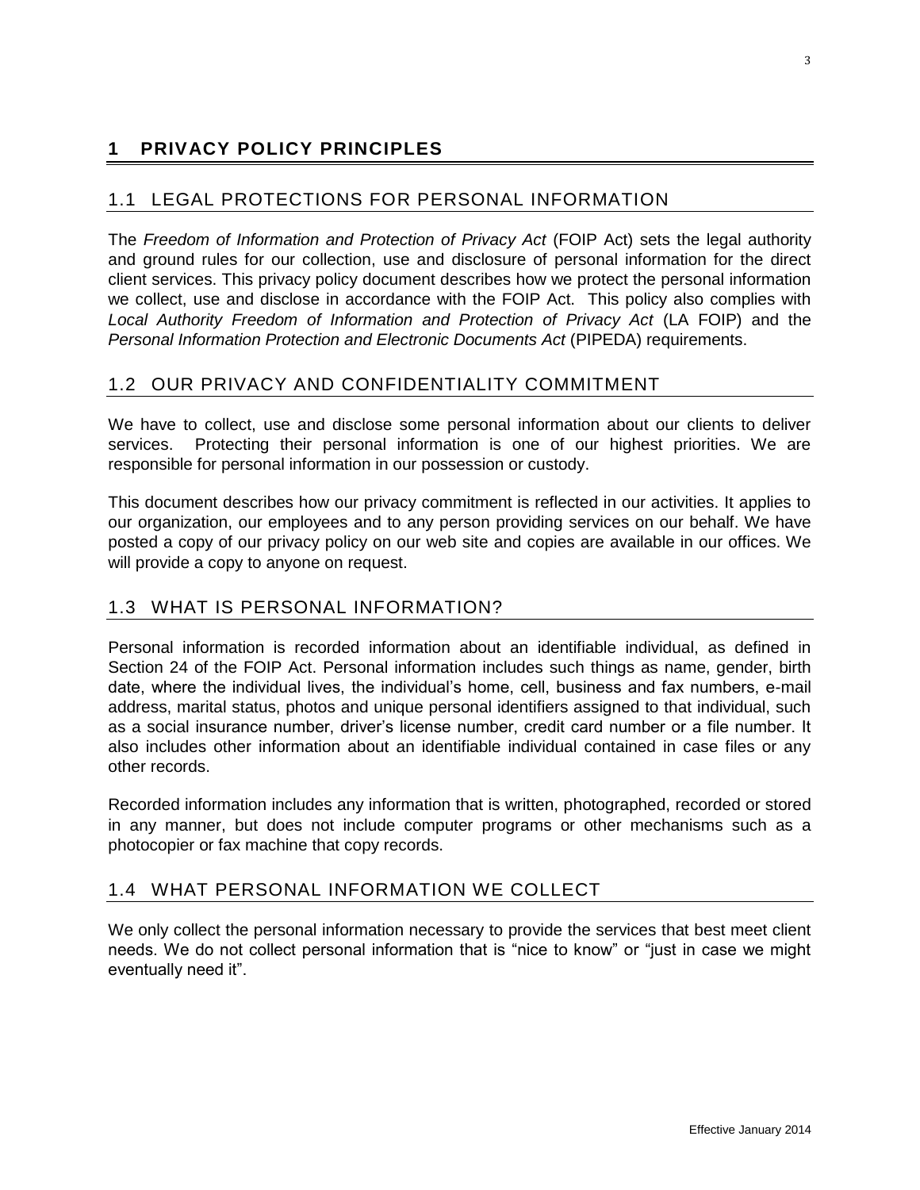# 1 PRIVACY POLICY PRINCIPLES

## 1.1 LEGAL PROTECTIONS FOR PERSONAL INFORMATION

The *Freedom of Information and Protection of Privacy Act* (FOIP Act) sets the legal authority and ground rules for our collection, use and disclosure of personal information for the direct client services. This privacy policy document describes how we protect the personal information we collect, use and disclose in accordance with the FOIP Act. This policy also complies with *Local Authority Freedom of Information and Protection of Privacy Act* (LA FOIP) and the *Personal Information Protection and Electronic Documents Act* (PIPEDA) requirements.

## 1.2 OUR PRIVACY AND CONFIDENTIALITY COMMITMENT

We have to collect, use and disclose some personal information about our clients to deliver services. Protecting their personal information is one of our highest priorities. We are responsible for personal information in our possession or custody.

This document describes how our privacy commitment is reflected in our activities. It applies to our organization, our employees and to any person providing services on our behalf. We have posted a copy of our privacy policy on our web site and copies are available in our offices. We will provide a copy to anyone on request.

## 1.3 WHAT IS PERSONAL INFORMATION?

Personal information is recorded information about an identifiable individual, as defined in Section 24 of the FOIP Act. Personal information includes such things as name, gender, birth date, where the individual lives, the individual's home, cell, business and fax numbers, e-mail address, marital status, photos and unique personal identifiers assigned to that individual, such as a social insurance number, driver's license number, credit card number or a file number. It also includes other information about an identifiable individual contained in case files or any other records.

Recorded information includes any information that is written, photographed, recorded or stored in any manner, but does not include computer programs or other mechanisms such as a photocopier or fax machine that copy records.

## 1.4 WHAT PERSONAL INFORMATION WE COLLECT

We only collect the personal information necessary to provide the services that best meet client needs. We do not collect personal information that is "nice to know" or "just in case we might eventually need it".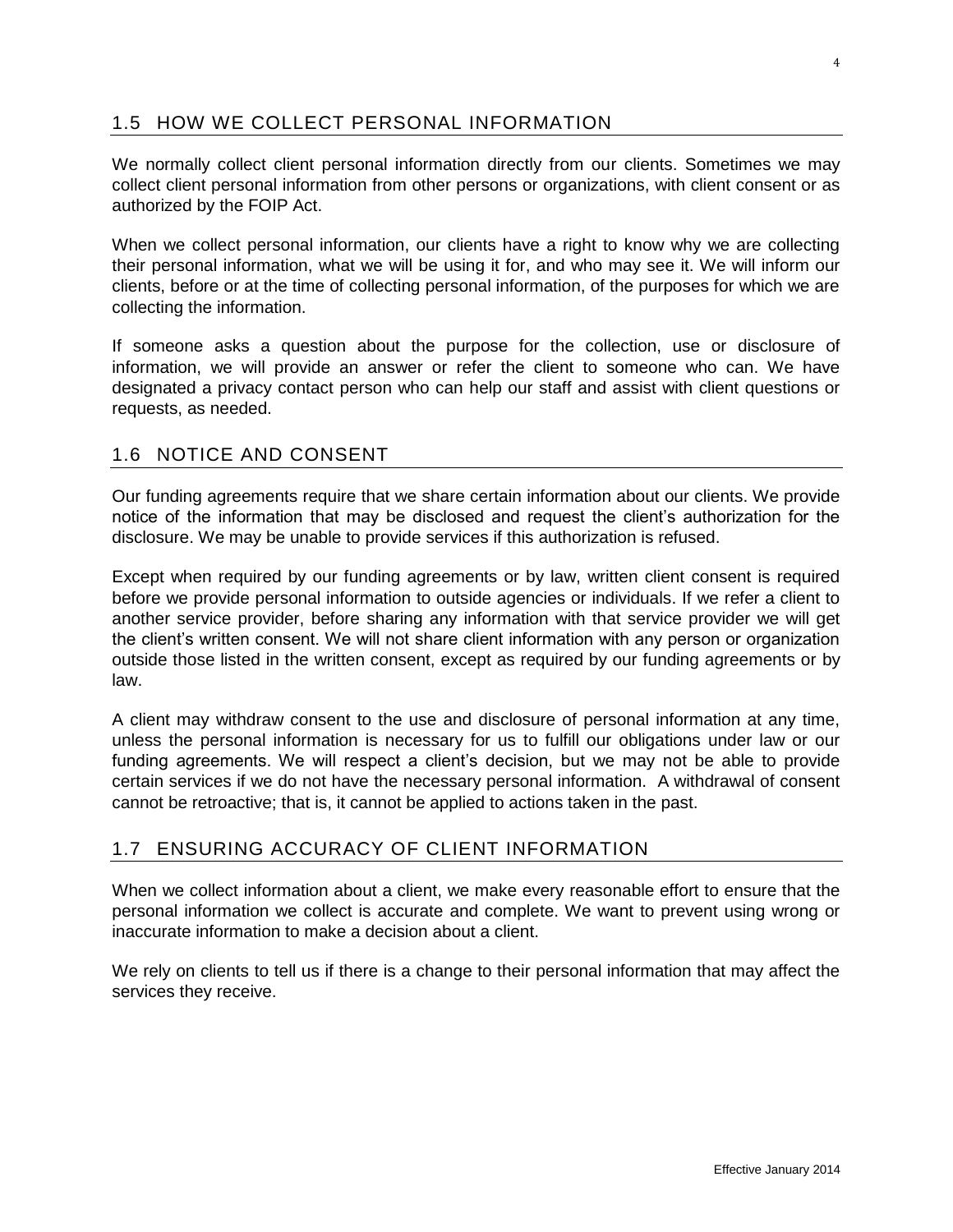## 1.5 HOW WE COLLECT PERSONAL INFORMATION

We normally collect client personal information directly from our clients. Sometimes we may collect client personal information from other persons or organizations, with client consent or as authorized by the FOIP Act.

When we collect personal information, our clients have a right to know why we are collecting their personal information, what we will be using it for, and who may see it. We will inform our clients, before or at the time of collecting personal information, of the purposes for which we are collecting the information.

If someone asks a question about the purpose for the collection, use or disclosure of information, we will provide an answer or refer the client to someone who can. We have designated a privacy contact person who can help our staff and assist with client questions or requests, as needed.

## 1.6 NOTICE AND CONSENT

Our funding agreements require that we share certain information about our clients. We provide notice of the information that may be disclosed and request the client's authorization for the disclosure. We may be unable to provide services if this authorization is refused.

Except when required by our funding agreements or by law, written client consent is required before we provide personal information to outside agencies or individuals. If we refer a client to another service provider, before sharing any information with that service provider we will get the client's written consent. We will not share client information with any person or organization outside those listed in the written consent, except as required by our funding agreements or by law.

A client may withdraw consent to the use and disclosure of personal information at any time, unless the personal information is necessary for us to fulfill our obligations under law or our funding agreements. We will respect a client's decision, but we may not be able to provide certain services if we do not have the necessary personal information. A withdrawal of consent cannot be retroactive; that is, it cannot be applied to actions taken in the past.

## 1.7 ENSURING ACCURACY OF CLIENT INFORMATION

When we collect information about a client, we make every reasonable effort to ensure that the personal information we collect is accurate and complete. We want to prevent using wrong or inaccurate information to make a decision about a client.

We rely on clients to tell us if there is a change to their personal information that may affect the services they receive.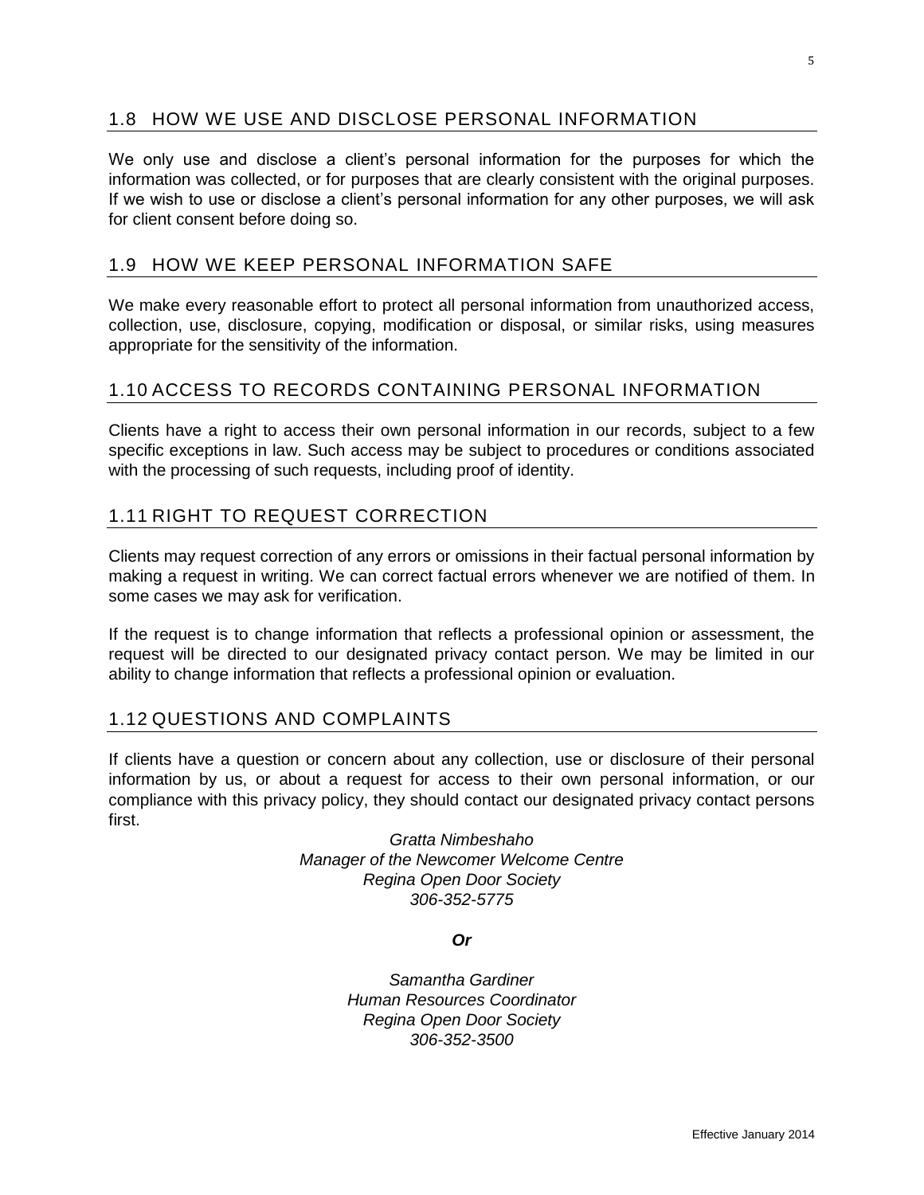## 1.8 HOW WE USE AND DISCLOSE PERSONAL INFORMATION

We only use and disclose a client's personal information for the purposes for which the information was collected, or for purposes that are clearly consistent with the original purposes. If we wish to use or disclose a client's personal information for any other purposes, we will ask for client consent before doing so.

## 1.9 HOW WE KEEP PERSONAL INFORMATION SAFE

We make every reasonable effort to protect all personal information from unauthorized access, collection, use, disclosure, copying, modification or disposal, or similar risks, using measures appropriate for the sensitivity of the information.

## 1.10 ACCESS TO RECORDS CONTAINING PERSONAL INFORMATION

Clients have a right to access their own personal information in our records, subject to a few specific exceptions in law. Such access may be subject to procedures or conditions associated with the processing of such requests, including proof of identity.

## 1.11 RIGHT TO REQUEST CORRECTION

Clients may request correction of any errors or omissions in their factual personal information by making a request in writing. We can correct factual errors whenever we are notified of them. In some cases we may ask for verification.

If the request is to change information that reflects a professional opinion or assessment, the request will be directed to our designated privacy contact person. We may be limited in our ability to change information that reflects a professional opinion or evaluation.

## 1.12 QUESTIONS AND COMPLAINTS

If clients have a question or concern about any collection, use or disclosure of their personal information by us, or about a request for access to their own personal information, or our compliance with this privacy policy, they should contact our designated privacy contact persons first.

*Gratta Nimbeshaho*
*Manager of the Newcomer Welcome Centre*
*Regina Open Door Society*
*306-352-5775*

***Or***

*Samantha Gardiner*
*Human Resources Coordinator*
*Regina Open Door Society*
*306-352-3500*

Effective January 2014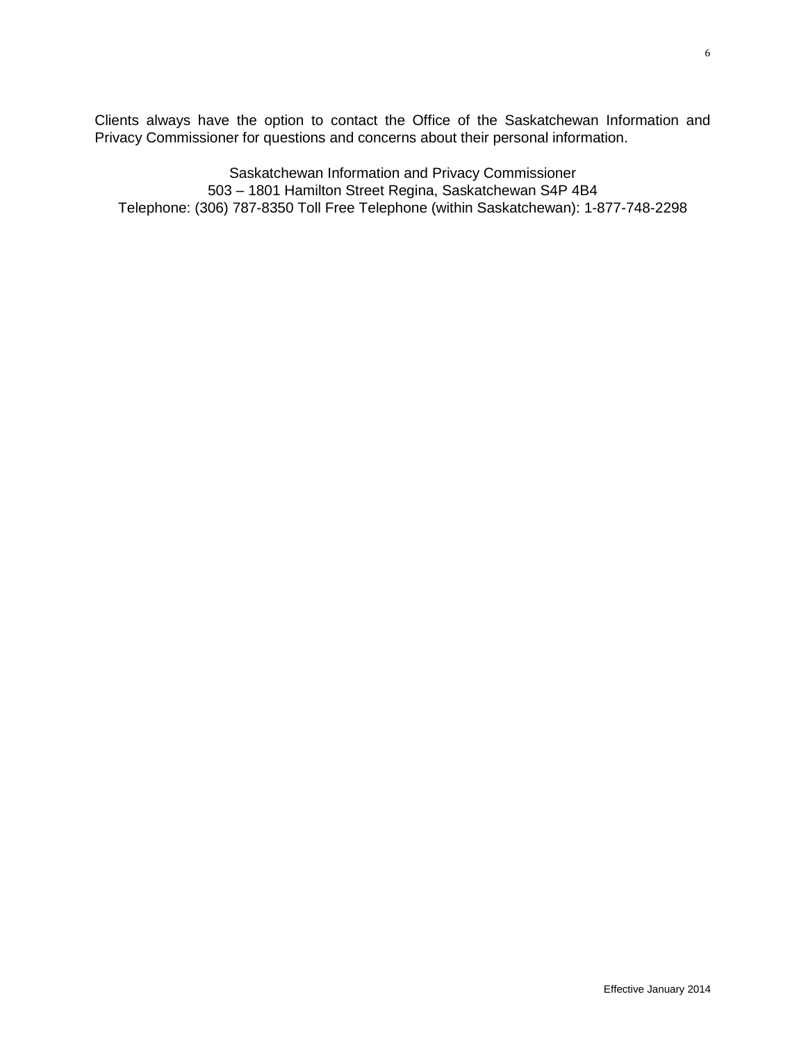Clients always have the option to contact the Office of the Saskatchewan Information and Privacy Commissioner for questions and concerns about their personal information.

Saskatchewan Information and Privacy Commissioner
503 – 1801 Hamilton Street Regina, Saskatchewan S4P 4B4
Telephone: (306) 787-8350 Toll Free Telephone (within Saskatchewan): 1-877-748-2298

Effective January 2014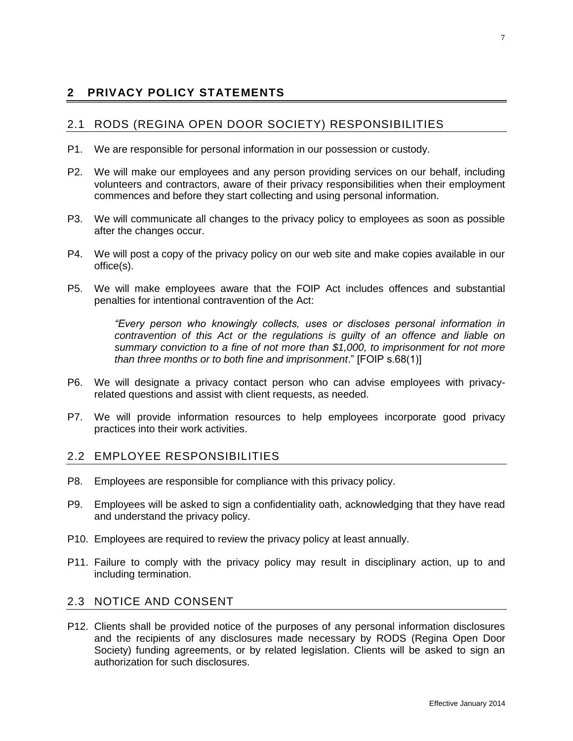# 2 PRIVACY POLICY STATEMENTS

## 2.1 RODS (REGINA OPEN DOOR SOCIETY) RESPONSIBILITIES

P1. We are responsible for personal information in our possession or custody.

P2. We will make our employees and any person providing services on our behalf, including volunteers and contractors, aware of their privacy responsibilities when their employment commences and before they start collecting and using personal information.

P3. We will communicate all changes to the privacy policy to employees as soon as possible after the changes occur.

P4. We will post a copy of the privacy policy on our web site and make copies available in our office(s).

P5. We will make employees aware that the FOIP Act includes offences and substantial penalties for intentional contravention of the Act:

> *"Every person who knowingly collects, uses or discloses personal information in contravention of this Act or the regulations is guilty of an offence and liable on summary conviction to a fine of not more than $1,000, to imprisonment for not more than three months or to both fine and imprisonment*." [FOIP s.68(1)]

P6. We will designate a privacy contact person who can advise employees with privacy-related questions and assist with client requests, as needed.

P7. We will provide information resources to help employees incorporate good privacy practices into their work activities.

## 2.2 EMPLOYEE RESPONSIBILITIES

P8. Employees are responsible for compliance with this privacy policy.

P9. Employees will be asked to sign a confidentiality oath, acknowledging that they have read and understand the privacy policy.

P10. Employees are required to review the privacy policy at least annually.

P11. Failure to comply with the privacy policy may result in disciplinary action, up to and including termination.

## 2.3 NOTICE AND CONSENT

P12. Clients shall be provided notice of the purposes of any personal information disclosures and the recipients of any disclosures made necessary by RODS (Regina Open Door Society) funding agreements, or by related legislation. Clients will be asked to sign an authorization for such disclosures.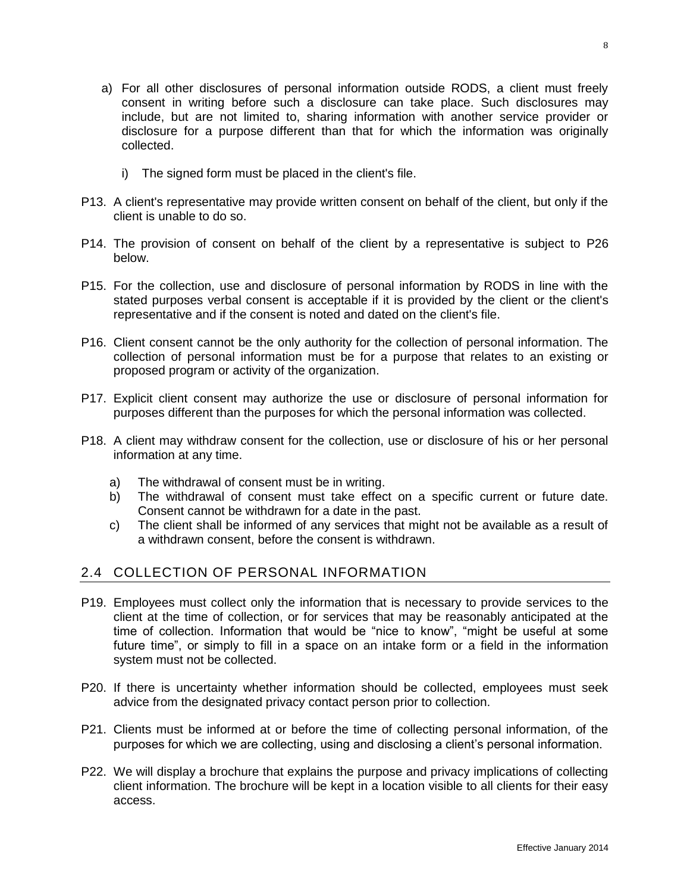a) For all other disclosures of personal information outside RODS, a client must freely consent in writing before such a disclosure can take place. Such disclosures may include, but are not limited to, sharing information with another service provider or disclosure for a purpose different than that for which the information was originally collected.

    i) The signed form must be placed in the client's file.

P13. A client's representative may provide written consent on behalf of the client, but only if the client is unable to do so.

P14. The provision of consent on behalf of the client by a representative is subject to P26 below.

P15. For the collection, use and disclosure of personal information by RODS in line with the stated purposes verbal consent is acceptable if it is provided by the client or the client's representative and if the consent is noted and dated on the client's file.

P16. Client consent cannot be the only authority for the collection of personal information. The collection of personal information must be for a purpose that relates to an existing or proposed program or activity of the organization.

P17. Explicit client consent may authorize the use or disclosure of personal information for purposes different than the purposes for which the personal information was collected.

P18. A client may withdraw consent for the collection, use or disclosure of his or her personal information at any time.

a) The withdrawal of consent must be in writing.
b) The withdrawal of consent must take effect on a specific current or future date. Consent cannot be withdrawn for a date in the past.
c) The client shall be informed of any services that might not be available as a result of a withdrawn consent, before the consent is withdrawn.

## 2.4 COLLECTION OF PERSONAL INFORMATION

P19. Employees must collect only the information that is necessary to provide services to the client at the time of collection, or for services that may be reasonably anticipated at the time of collection. Information that would be “nice to know”, “might be useful at some future time”, or simply to fill in a space on an intake form or a field in the information system must not be collected.

P20. If there is uncertainty whether information should be collected, employees must seek advice from the designated privacy contact person prior to collection.

P21. Clients must be informed at or before the time of collecting personal information, of the purposes for which we are collecting, using and disclosing a client’s personal information.

P22. We will display a brochure that explains the purpose and privacy implications of collecting client information. The brochure will be kept in a location visible to all clients for their easy access.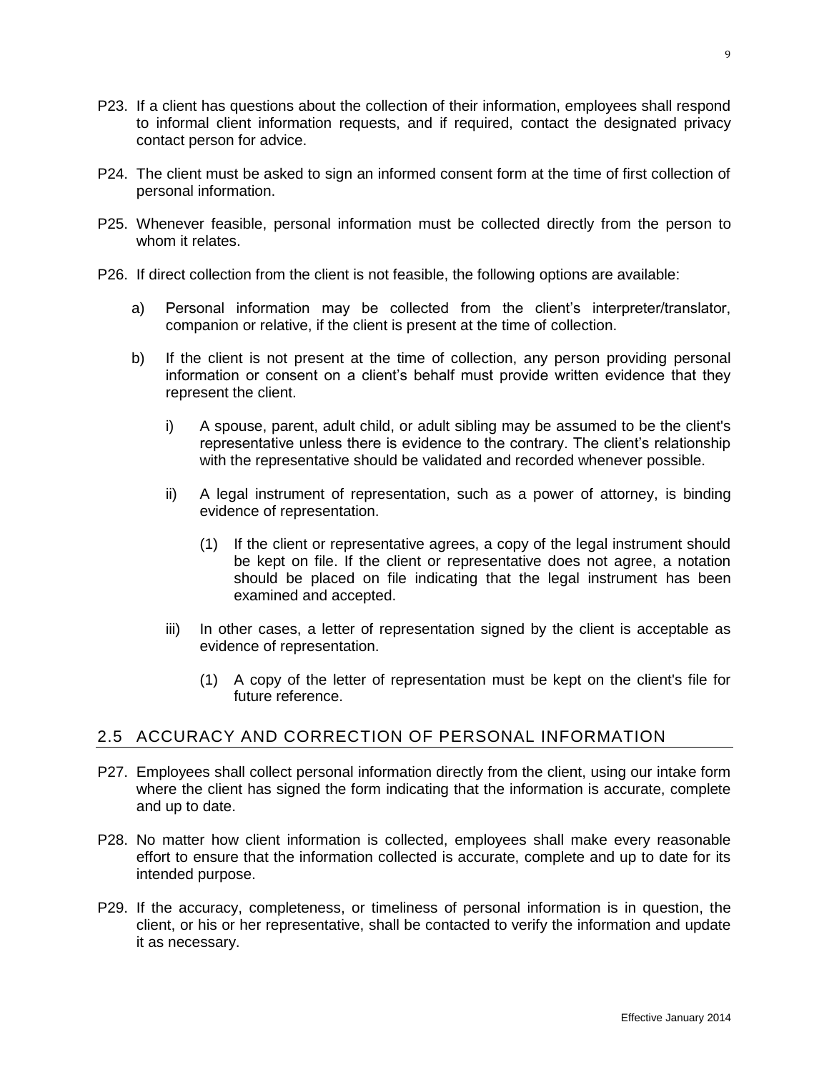P23. If a client has questions about the collection of their information, employees shall respond to informal client information requests, and if required, contact the designated privacy contact person for advice.

P24. The client must be asked to sign an informed consent form at the time of first collection of personal information.

P25. Whenever feasible, personal information must be collected directly from the person to whom it relates.

P26. If direct collection from the client is not feasible, the following options are available:

- a) Personal information may be collected from the client's interpreter/translator, companion or relative, if the client is present at the time of collection.
- b) If the client is not present at the time of collection, any person providing personal information or consent on a client's behalf must provide written evidence that they represent the client.
  - i) A spouse, parent, adult child, or adult sibling may be assumed to be the client's representative unless there is evidence to the contrary. The client's relationship with the representative should be validated and recorded whenever possible.
  - ii) A legal instrument of representation, such as a power of attorney, is binding evidence of representation.
    - (1) If the client or representative agrees, a copy of the legal instrument should be kept on file. If the client or representative does not agree, a notation should be placed on file indicating that the legal instrument has been examined and accepted.
  - iii) In other cases, a letter of representation signed by the client is acceptable as evidence of representation.
    - (1) A copy of the letter of representation must be kept on the client's file for future reference.

## 2.5 ACCURACY AND CORRECTION OF PERSONAL INFORMATION

P27. Employees shall collect personal information directly from the client, using our intake form where the client has signed the form indicating that the information is accurate, complete and up to date.

P28. No matter how client information is collected, employees shall make every reasonable effort to ensure that the information collected is accurate, complete and up to date for its intended purpose.

P29. If the accuracy, completeness, or timeliness of personal information is in question, the client, or his or her representative, shall be contacted to verify the information and update it as necessary.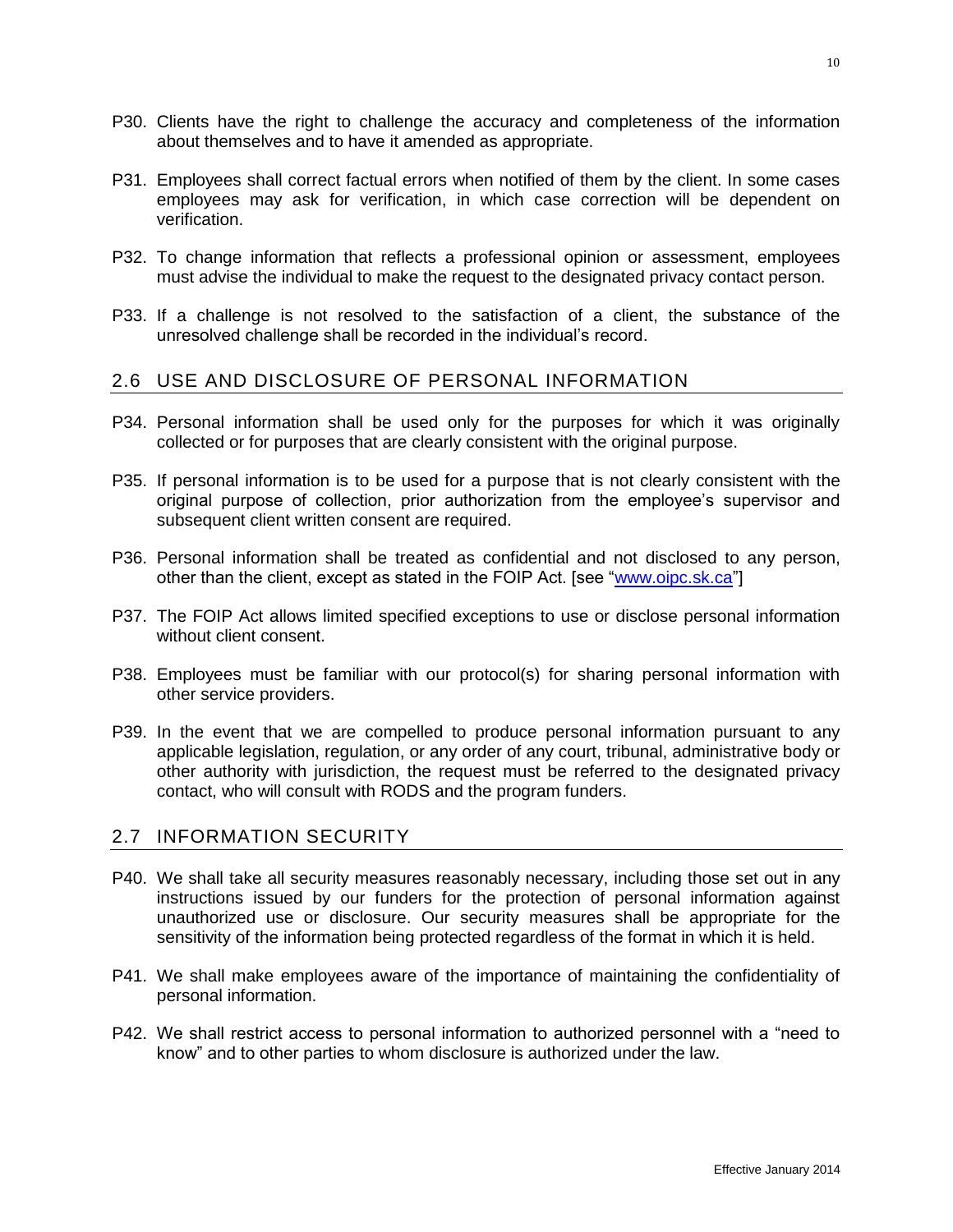P30. Clients have the right to challenge the accuracy and completeness of the information about themselves and to have it amended as appropriate.

P31. Employees shall correct factual errors when notified of them by the client. In some cases employees may ask for verification, in which case correction will be dependent on verification.

P32. To change information that reflects a professional opinion or assessment, employees must advise the individual to make the request to the designated privacy contact person.

P33. If a challenge is not resolved to the satisfaction of a client, the substance of the unresolved challenge shall be recorded in the individual's record.

## 2.6 USE AND DISCLOSURE OF PERSONAL INFORMATION

P34. Personal information shall be used only for the purposes for which it was originally collected or for purposes that are clearly consistent with the original purpose.

P35. If personal information is to be used for a purpose that is not clearly consistent with the original purpose of collection, prior authorization from the employee's supervisor and subsequent client written consent are required.

P36. Personal information shall be treated as confidential and not disclosed to any person, other than the client, except as stated in the FOIP Act. [see "www.oipc.sk.ca"]

P37. The FOIP Act allows limited specified exceptions to use or disclose personal information without client consent.

P38. Employees must be familiar with our protocol(s) for sharing personal information with other service providers.

P39. In the event that we are compelled to produce personal information pursuant to any applicable legislation, regulation, or any order of any court, tribunal, administrative body or other authority with jurisdiction, the request must be referred to the designated privacy contact, who will consult with RODS and the program funders.

## 2.7 INFORMATION SECURITY

P40. We shall take all security measures reasonably necessary, including those set out in any instructions issued by our funders for the protection of personal information against unauthorized use or disclosure. Our security measures shall be appropriate for the sensitivity of the information being protected regardless of the format in which it is held.

P41. We shall make employees aware of the importance of maintaining the confidentiality of personal information.

P42. We shall restrict access to personal information to authorized personnel with a "need to know" and to other parties to whom disclosure is authorized under the law.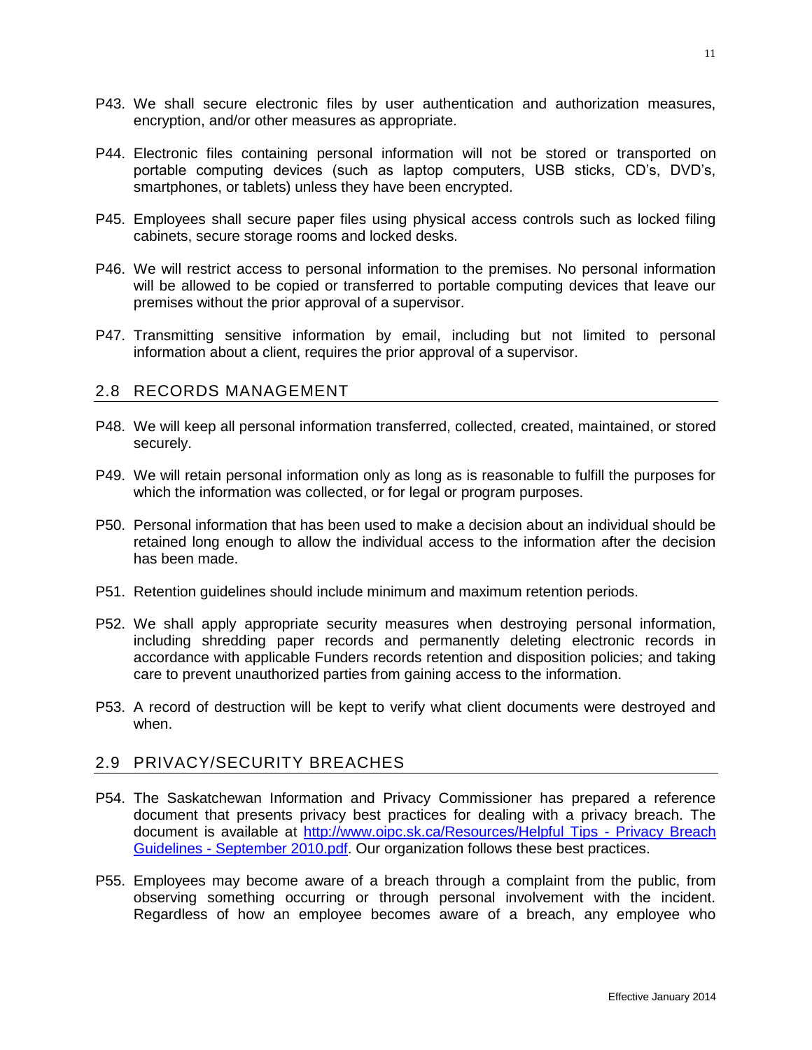P43. We shall secure electronic files by user authentication and authorization measures, encryption, and/or other measures as appropriate.

P44. Electronic files containing personal information will not be stored or transported on portable computing devices (such as laptop computers, USB sticks, CD's, DVD's, smartphones, or tablets) unless they have been encrypted.

P45. Employees shall secure paper files using physical access controls such as locked filing cabinets, secure storage rooms and locked desks.

P46. We will restrict access to personal information to the premises. No personal information will be allowed to be copied or transferred to portable computing devices that leave our premises without the prior approval of a supervisor.

P47. Transmitting sensitive information by email, including but not limited to personal information about a client, requires the prior approval of a supervisor.

## 2.8 RECORDS MANAGEMENT

P48. We will keep all personal information transferred, collected, created, maintained, or stored securely.

P49. We will retain personal information only as long as is reasonable to fulfill the purposes for which the information was collected, or for legal or program purposes.

P50. Personal information that has been used to make a decision about an individual should be retained long enough to allow the individual access to the information after the decision has been made.

P51. Retention guidelines should include minimum and maximum retention periods.

P52. We shall apply appropriate security measures when destroying personal information, including shredding paper records and permanently deleting electronic records in accordance with applicable Funders records retention and disposition policies; and taking care to prevent unauthorized parties from gaining access to the information.

P53. A record of destruction will be kept to verify what client documents were destroyed and when.

## 2.9 PRIVACY/SECURITY BREACHES

P54. The Saskatchewan Information and Privacy Commissioner has prepared a reference document that presents privacy best practices for dealing with a privacy breach. The document is available at [http://www.oipc.sk.ca/Resources/Helpful Tips - Privacy Breach Guidelines - September 2010.pdf](http://www.oipc.sk.ca/Resources/Helpful Tips - Privacy Breach Guidelines - September 2010.pdf). Our organization follows these best practices.

P55. Employees may become aware of a breach through a complaint from the public, from observing something occurring or through personal involvement with the incident. Regardless of how an employee becomes aware of a breach, any employee who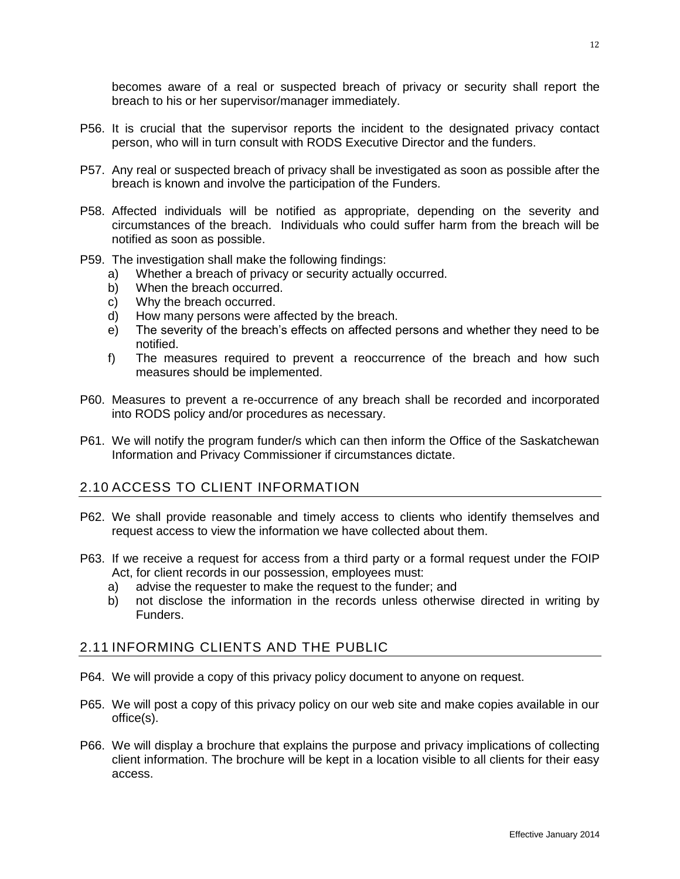becomes aware of a real or suspected breach of privacy or security shall report the breach to his or her supervisor/manager immediately.

P56. It is crucial that the supervisor reports the incident to the designated privacy contact person, who will in turn consult with RODS Executive Director and the funders.

P57. Any real or suspected breach of privacy shall be investigated as soon as possible after the breach is known and involve the participation of the Funders.

P58. Affected individuals will be notified as appropriate, depending on the severity and circumstances of the breach. Individuals who could suffer harm from the breach will be notified as soon as possible.

P59. The investigation shall make the following findings:

- a) Whether a breach of privacy or security actually occurred.
- b) When the breach occurred.
- c) Why the breach occurred.
- d) How many persons were affected by the breach.
- e) The severity of the breach's effects on affected persons and whether they need to be notified.
- f) The measures required to prevent a reoccurrence of the breach and how such measures should be implemented.

P60. Measures to prevent a re-occurrence of any breach shall be recorded and incorporated into RODS policy and/or procedures as necessary.

P61. We will notify the program funder/s which can then inform the Office of the Saskatchewan Information and Privacy Commissioner if circumstances dictate.

## 2.10 ACCESS TO CLIENT INFORMATION

P62. We shall provide reasonable and timely access to clients who identify themselves and request access to view the information we have collected about them.

P63. If we receive a request for access from a third party or a formal request under the FOIP Act, for client records in our possession, employees must:

- a) advise the requester to make the request to the funder; and
- b) not disclose the information in the records unless otherwise directed in writing by Funders.

## 2.11 INFORMING CLIENTS AND THE PUBLIC

P64. We will provide a copy of this privacy policy document to anyone on request.

P65. We will post a copy of this privacy policy on our web site and make copies available in our office(s).

P66. We will display a brochure that explains the purpose and privacy implications of collecting client information. The brochure will be kept in a location visible to all clients for their easy access.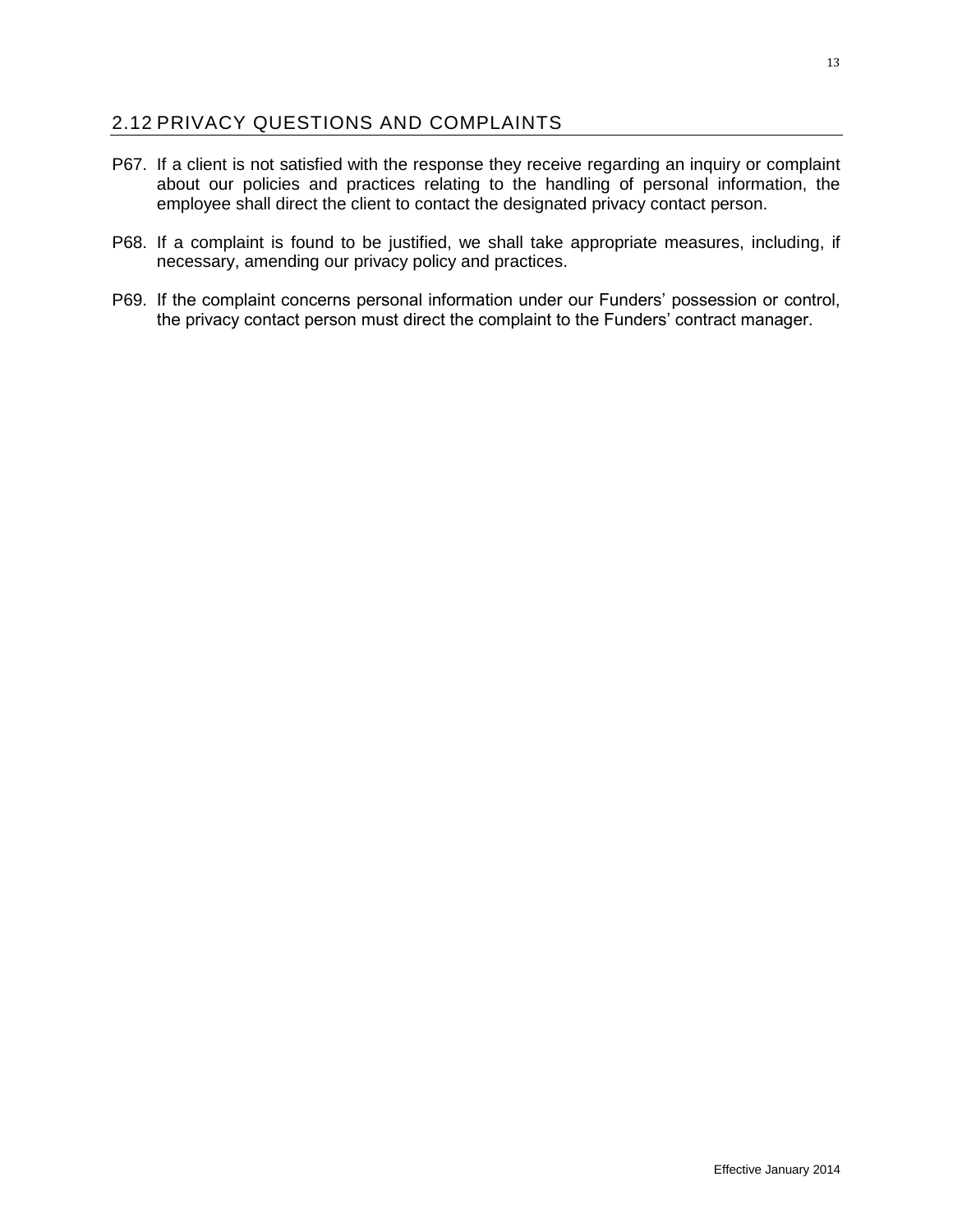## 2.12 PRIVACY QUESTIONS AND COMPLAINTS

P67. If a client is not satisfied with the response they receive regarding an inquiry or complaint about our policies and practices relating to the handling of personal information, the employee shall direct the client to contact the designated privacy contact person.

P68. If a complaint is found to be justified, we shall take appropriate measures, including, if necessary, amending our privacy policy and practices.

P69. If the complaint concerns personal information under our Funders' possession or control, the privacy contact person must direct the complaint to the Funders' contract manager.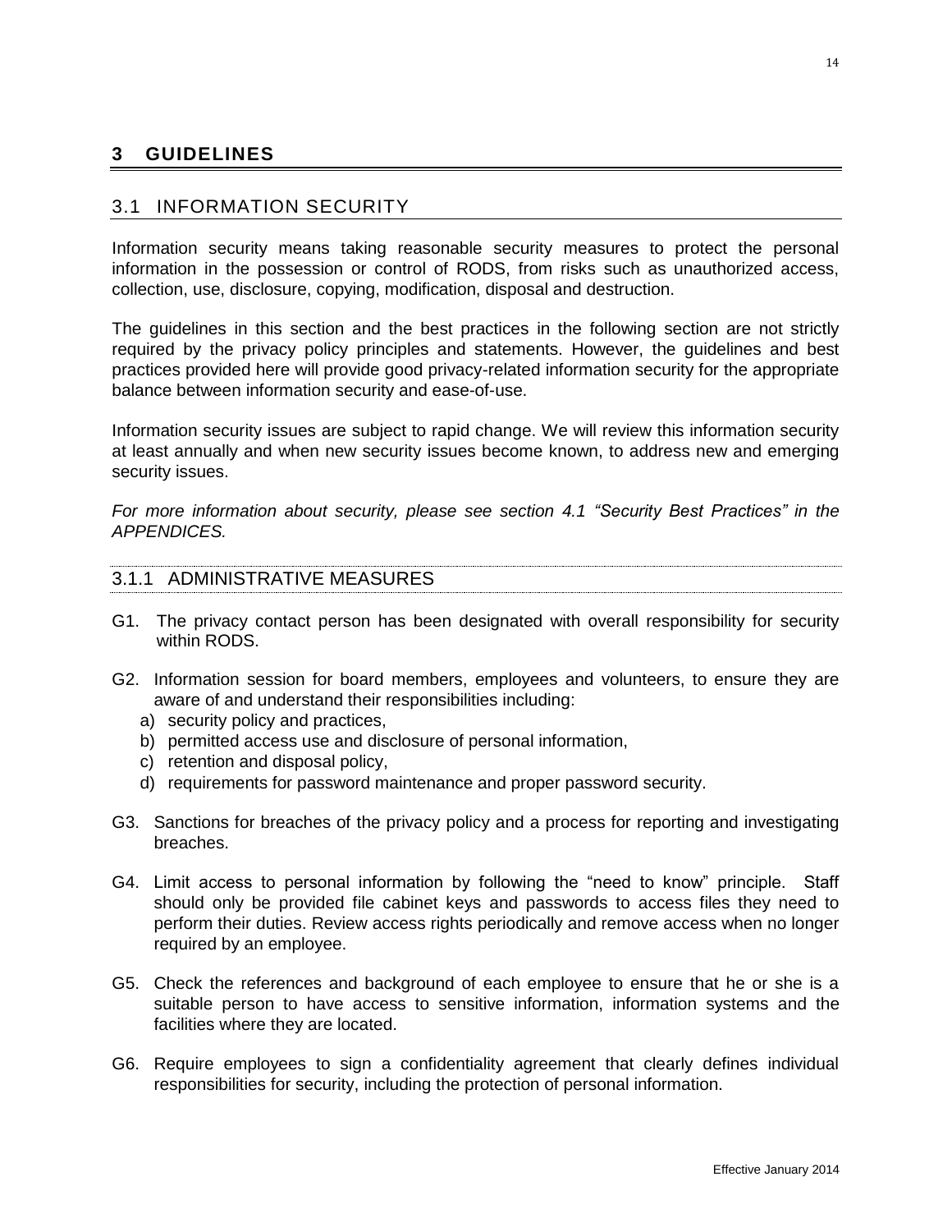# 3 GUIDELINES

## 3.1 INFORMATION SECURITY

Information security means taking reasonable security measures to protect the personal information in the possession or control of RODS, from risks such as unauthorized access, collection, use, disclosure, copying, modification, disposal and destruction.

The guidelines in this section and the best practices in the following section are not strictly required by the privacy policy principles and statements. However, the guidelines and best practices provided here will provide good privacy-related information security for the appropriate balance between information security and ease-of-use.

Information security issues are subject to rapid change. We will review this information security at least annually and when new security issues become known, to address new and emerging security issues.

*For more information about security, please see section 4.1 "Security Best Practices" in the APPENDICES.*

### 3.1.1 ADMINISTRATIVE MEASURES

G1. The privacy contact person has been designated with overall responsibility for security within RODS.

G2. Information session for board members, employees and volunteers, to ensure they are aware of and understand their responsibilities including:
  a) security policy and practices,
  b) permitted access use and disclosure of personal information,
  c) retention and disposal policy,
  d) requirements for password maintenance and proper password security.

G3. Sanctions for breaches of the privacy policy and a process for reporting and investigating breaches.

G4. Limit access to personal information by following the "need to know" principle. Staff should only be provided file cabinet keys and passwords to access files they need to perform their duties. Review access rights periodically and remove access when no longer required by an employee.

G5. Check the references and background of each employee to ensure that he or she is a suitable person to have access to sensitive information, information systems and the facilities where they are located.

G6. Require employees to sign a confidentiality agreement that clearly defines individual responsibilities for security, including the protection of personal information.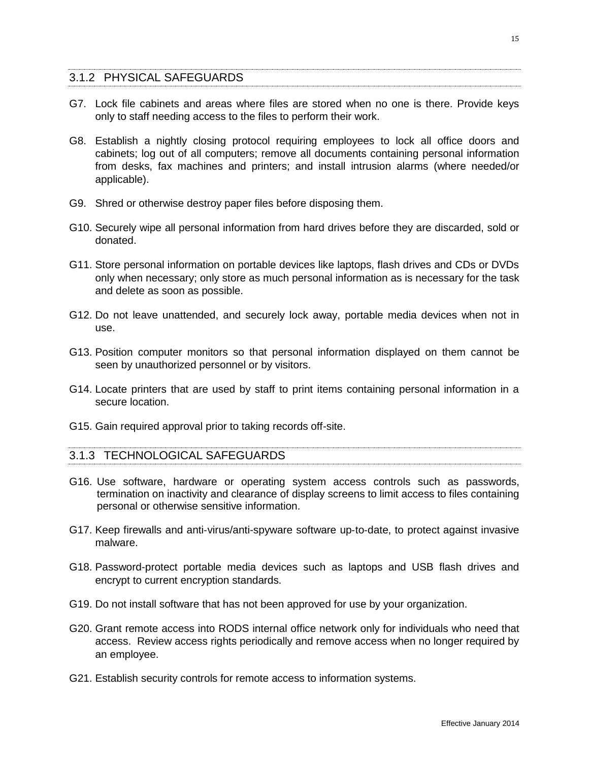### 3.1.2 PHYSICAL SAFEGUARDS

G7. Lock file cabinets and areas where files are stored when no one is there. Provide keys only to staff needing access to the files to perform their work.

G8. Establish a nightly closing protocol requiring employees to lock all office doors and cabinets; log out of all computers; remove all documents containing personal information from desks, fax machines and printers; and install intrusion alarms (where needed/or applicable).

G9. Shred or otherwise destroy paper files before disposing them.

G10. Securely wipe all personal information from hard drives before they are discarded, sold or donated.

G11. Store personal information on portable devices like laptops, flash drives and CDs or DVDs only when necessary; only store as much personal information as is necessary for the task and delete as soon as possible.

G12. Do not leave unattended, and securely lock away, portable media devices when not in use.

G13. Position computer monitors so that personal information displayed on them cannot be seen by unauthorized personnel or by visitors.

G14. Locate printers that are used by staff to print items containing personal information in a secure location.

G15. Gain required approval prior to taking records off-site.

### 3.1.3 TECHNOLOGICAL SAFEGUARDS

G16. Use software, hardware or operating system access controls such as passwords, termination on inactivity and clearance of display screens to limit access to files containing personal or otherwise sensitive information.

G17. Keep firewalls and anti-virus/anti-spyware software up-to-date, to protect against invasive malware.

G18. Password-protect portable media devices such as laptops and USB flash drives and encrypt to current encryption standards.

G19. Do not install software that has not been approved for use by your organization.

G20. Grant remote access into RODS internal office network only for individuals who need that access. Review access rights periodically and remove access when no longer required by an employee.

G21. Establish security controls for remote access to information systems.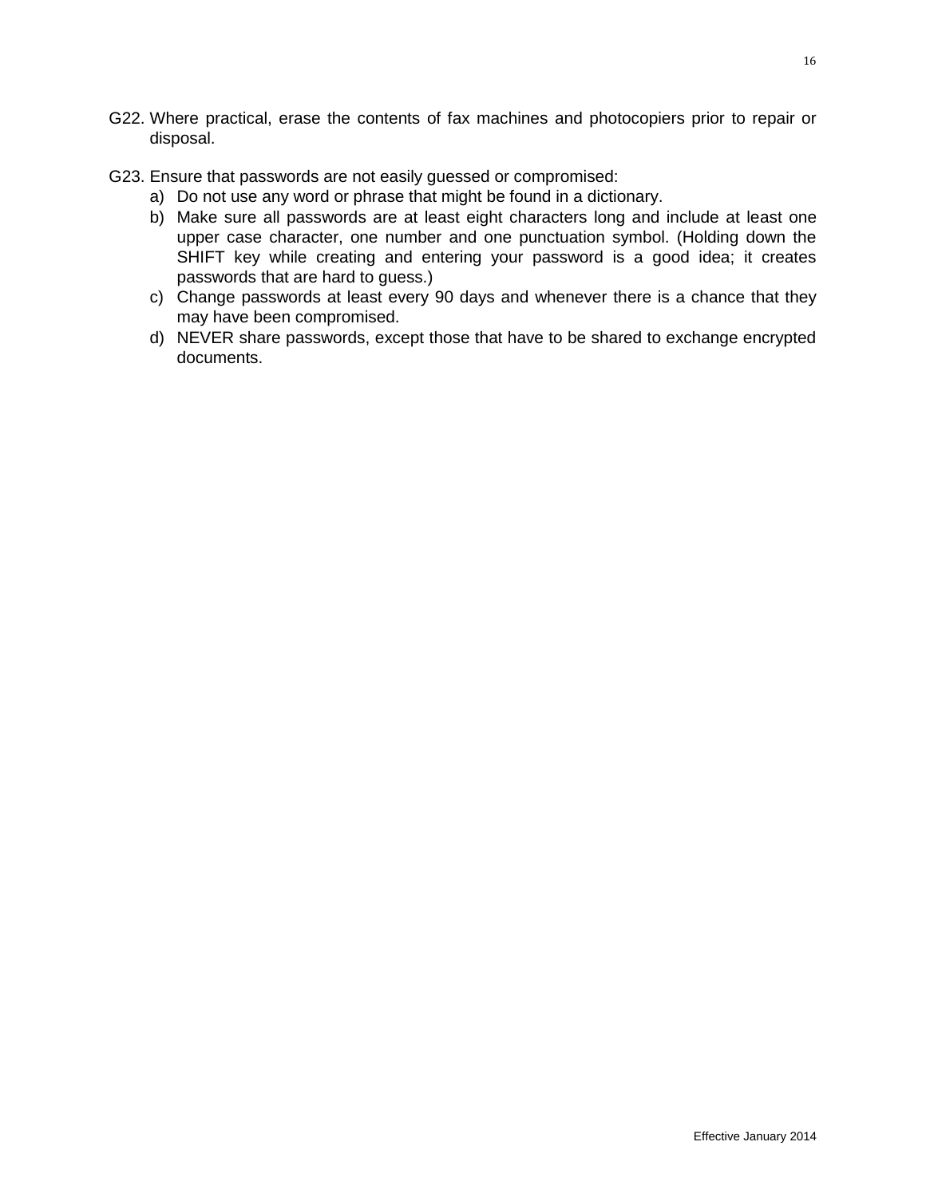G22. Where practical, erase the contents of fax machines and photocopiers prior to repair or disposal.

G23. Ensure that passwords are not easily guessed or compromised:

a) Do not use any word or phrase that might be found in a dictionary.
b) Make sure all passwords are at least eight characters long and include at least one upper case character, one number and one punctuation symbol. (Holding down the SHIFT key while creating and entering your password is a good idea; it creates passwords that are hard to guess.)
c) Change passwords at least every 90 days and whenever there is a chance that they may have been compromised.
d) NEVER share passwords, except those that have to be shared to exchange encrypted documents.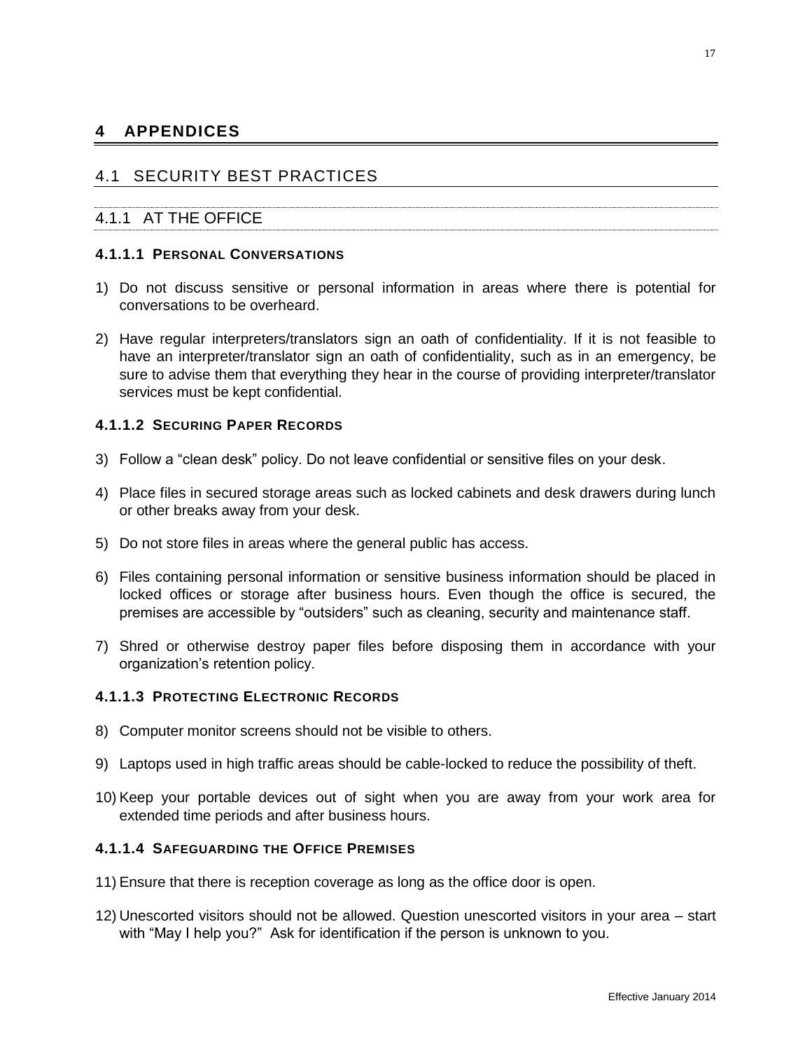# 4 APPENDICES

## 4.1 SECURITY BEST PRACTICES

### 4.1.1 AT THE OFFICE

#### 4.1.1.1 PERSONAL CONVERSATIONS

1) Do not discuss sensitive or personal information in areas where there is potential for conversations to be overheard.

2) Have regular interpreters/translators sign an oath of confidentiality. If it is not feasible to have an interpreter/translator sign an oath of confidentiality, such as in an emergency, be sure to advise them that everything they hear in the course of providing interpreter/translator services must be kept confidential.

#### 4.1.1.2 SECURING PAPER RECORDS

3) Follow a "clean desk" policy. Do not leave confidential or sensitive files on your desk.

4) Place files in secured storage areas such as locked cabinets and desk drawers during lunch or other breaks away from your desk.

5) Do not store files in areas where the general public has access.

6) Files containing personal information or sensitive business information should be placed in locked offices or storage after business hours. Even though the office is secured, the premises are accessible by "outsiders" such as cleaning, security and maintenance staff.

7) Shred or otherwise destroy paper files before disposing them in accordance with your organization's retention policy.

#### 4.1.1.3 PROTECTING ELECTRONIC RECORDS

8) Computer monitor screens should not be visible to others.

9) Laptops used in high traffic areas should be cable-locked to reduce the possibility of theft.

10) Keep your portable devices out of sight when you are away from your work area for extended time periods and after business hours.

#### 4.1.1.4 SAFEGUARDING THE OFFICE PREMISES

11) Ensure that there is reception coverage as long as the office door is open.

12) Unescorted visitors should not be allowed. Question unescorted visitors in your area – start with "May I help you?" Ask for identification if the person is unknown to you.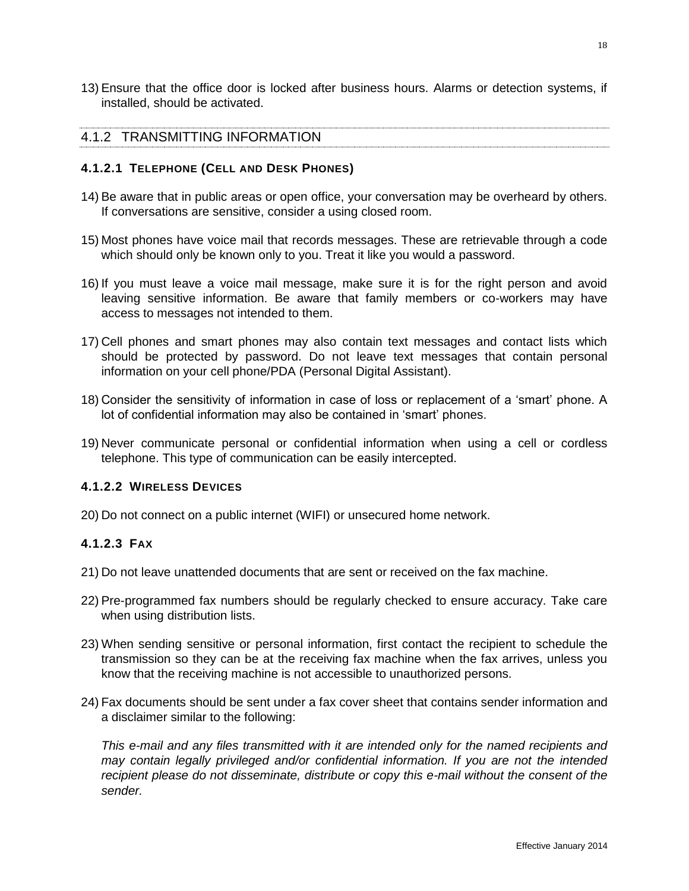13) Ensure that the office door is locked after business hours. Alarms or detection systems, if installed, should be activated.

### 4.1.2 TRANSMITTING INFORMATION

#### 4.1.2.1 TELEPHONE (CELL AND DESK PHONES)

14) Be aware that in public areas or open office, your conversation may be overheard by others. If conversations are sensitive, consider a using closed room.

15) Most phones have voice mail that records messages. These are retrievable through a code which should only be known only to you. Treat it like you would a password.

16) If you must leave a voice mail message, make sure it is for the right person and avoid leaving sensitive information. Be aware that family members or co-workers may have access to messages not intended to them.

17) Cell phones and smart phones may also contain text messages and contact lists which should be protected by password. Do not leave text messages that contain personal information on your cell phone/PDA (Personal Digital Assistant).

18) Consider the sensitivity of information in case of loss or replacement of a 'smart' phone. A lot of confidential information may also be contained in 'smart' phones.

19) Never communicate personal or confidential information when using a cell or cordless telephone. This type of communication can be easily intercepted.

#### 4.1.2.2 WIRELESS DEVICES

20) Do not connect on a public internet (WIFI) or unsecured home network.

#### 4.1.2.3 FAX

21) Do not leave unattended documents that are sent or received on the fax machine.

22) Pre-programmed fax numbers should be regularly checked to ensure accuracy. Take care when using distribution lists.

23) When sending sensitive or personal information, first contact the recipient to schedule the transmission so they can be at the receiving fax machine when the fax arrives, unless you know that the receiving machine is not accessible to unauthorized persons.

24) Fax documents should be sent under a fax cover sheet that contains sender information and a disclaimer similar to the following:

    *This e-mail and any files transmitted with it are intended only for the named recipients and may contain legally privileged and/or confidential information. If you are not the intended recipient please do not disseminate, distribute or copy this e-mail without the consent of the sender.*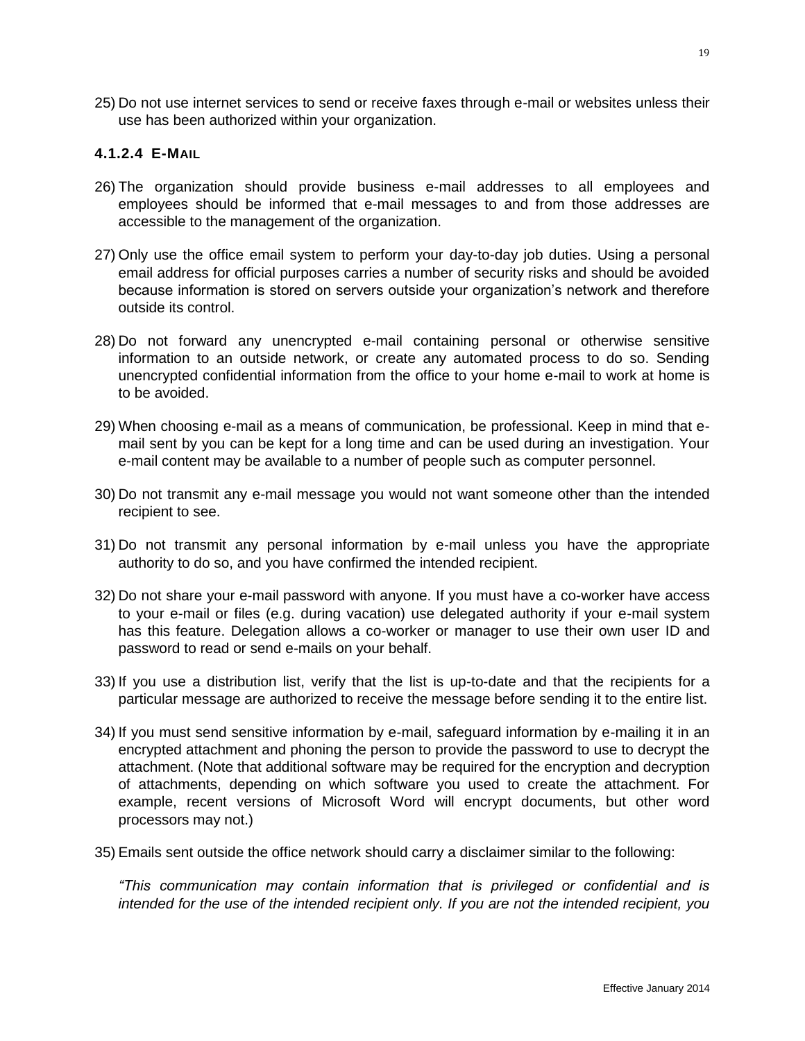25) Do not use internet services to send or receive faxes through e-mail or websites unless their use has been authorized within your organization.

#### 4.1.2.4 E-MAIL

26) The organization should provide business e-mail addresses to all employees and employees should be informed that e-mail messages to and from those addresses are accessible to the management of the organization.

27) Only use the office email system to perform your day-to-day job duties. Using a personal email address for official purposes carries a number of security risks and should be avoided because information is stored on servers outside your organization's network and therefore outside its control.

28) Do not forward any unencrypted e-mail containing personal or otherwise sensitive information to an outside network, or create any automated process to do so. Sending unencrypted confidential information from the office to your home e-mail to work at home is to be avoided.

29) When choosing e-mail as a means of communication, be professional. Keep in mind that e-mail sent by you can be kept for a long time and can be used during an investigation. Your e-mail content may be available to a number of people such as computer personnel.

30) Do not transmit any e-mail message you would not want someone other than the intended recipient to see.

31) Do not transmit any personal information by e-mail unless you have the appropriate authority to do so, and you have confirmed the intended recipient.

32) Do not share your e-mail password with anyone. If you must have a co-worker have access to your e-mail or files (e.g. during vacation) use delegated authority if your e-mail system has this feature. Delegation allows a co-worker or manager to use their own user ID and password to read or send e-mails on your behalf.

33) If you use a distribution list, verify that the list is up-to-date and that the recipients for a particular message are authorized to receive the message before sending it to the entire list.

34) If you must send sensitive information by e-mail, safeguard information by e-mailing it in an encrypted attachment and phoning the person to provide the password to use to decrypt the attachment. (Note that additional software may be required for the encryption and decryption of attachments, depending on which software you used to create the attachment. For example, recent versions of Microsoft Word will encrypt documents, but other word processors may not.)

35) Emails sent outside the office network should carry a disclaimer similar to the following:

*"This communication may contain information that is privileged or confidential and is intended for the use of the intended recipient only. If you are not the intended recipient, you*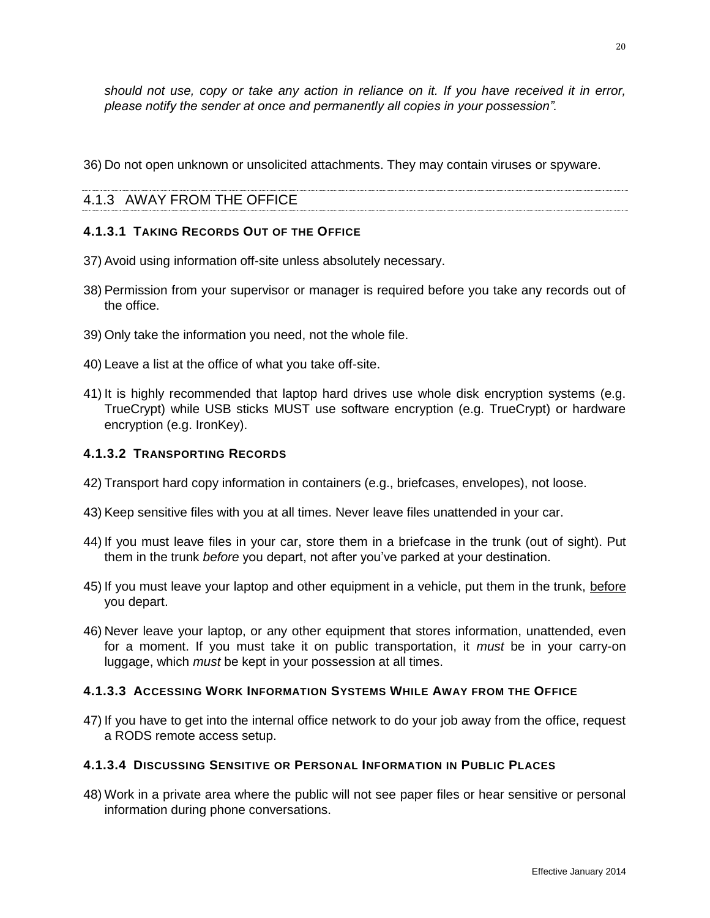*should not use, copy or take any action in reliance on it. If you have received it in error, please notify the sender at once and permanently all copies in your possession".*

36) Do not open unknown or unsolicited attachments. They may contain viruses or spyware.

## 4.1.3 AWAY FROM THE OFFICE

### 4.1.3.1 TAKING RECORDS OUT OF THE OFFICE

37) Avoid using information off-site unless absolutely necessary.

38) Permission from your supervisor or manager is required before you take any records out of the office.

39) Only take the information you need, not the whole file.

40) Leave a list at the office of what you take off-site.

41) It is highly recommended that laptop hard drives use whole disk encryption systems (e.g. TrueCrypt) while USB sticks MUST use software encryption (e.g. TrueCrypt) or hardware encryption (e.g. IronKey).

### 4.1.3.2 TRANSPORTING RECORDS

42) Transport hard copy information in containers (e.g., briefcases, envelopes), not loose.

43) Keep sensitive files with you at all times. Never leave files unattended in your car.

44) If you must leave files in your car, store them in a briefcase in the trunk (out of sight). Put them in the trunk *before* you depart, not after you've parked at your destination.

45) If you must leave your laptop and other equipment in a vehicle, put them in the trunk, <u>before</u> you depart.

46) Never leave your laptop, or any other equipment that stores information, unattended, even for a moment. If you must take it on public transportation, it *must* be in your carry-on luggage, which *must* be kept in your possession at all times.

### 4.1.3.3 ACCESSING WORK INFORMATION SYSTEMS WHILE AWAY FROM THE OFFICE

47) If you have to get into the internal office network to do your job away from the office, request a RODS remote access setup.

### 4.1.3.4 DISCUSSING SENSITIVE OR PERSONAL INFORMATION IN PUBLIC PLACES

48) Work in a private area where the public will not see paper files or hear sensitive or personal information during phone conversations.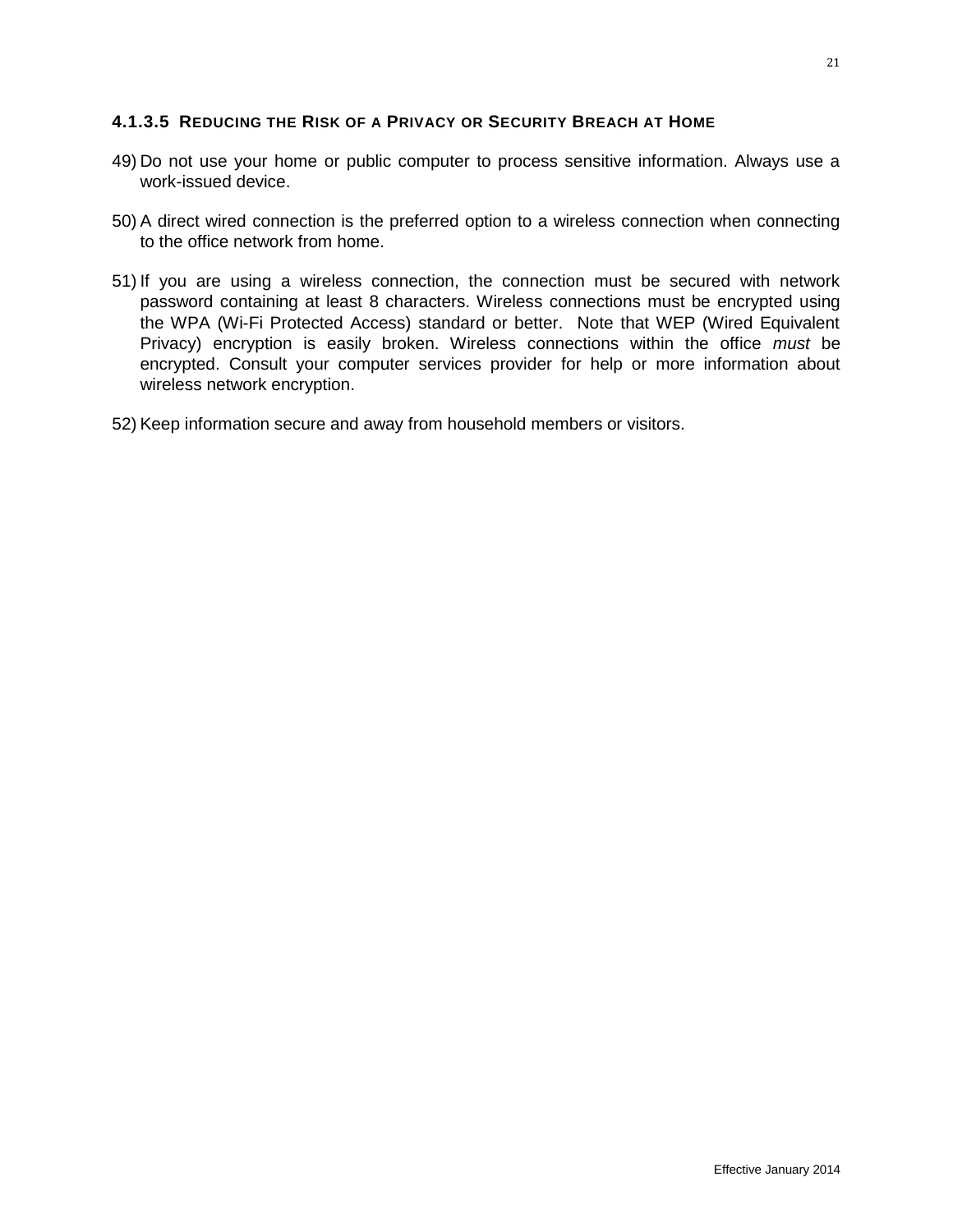#### 4.1.3.5 Reducing the Risk of a Privacy or Security Breach at Home

49) Do not use your home or public computer to process sensitive information. Always use a work-issued device.

50) A direct wired connection is the preferred option to a wireless connection when connecting to the office network from home.

51) If you are using a wireless connection, the connection must be secured with network password containing at least 8 characters. Wireless connections must be encrypted using the WPA (Wi-Fi Protected Access) standard or better. Note that WEP (Wired Equivalent Privacy) encryption is easily broken. Wireless connections within the office *must* be encrypted. Consult your computer services provider for help or more information about wireless network encryption.

52) Keep information secure and away from household members or visitors.